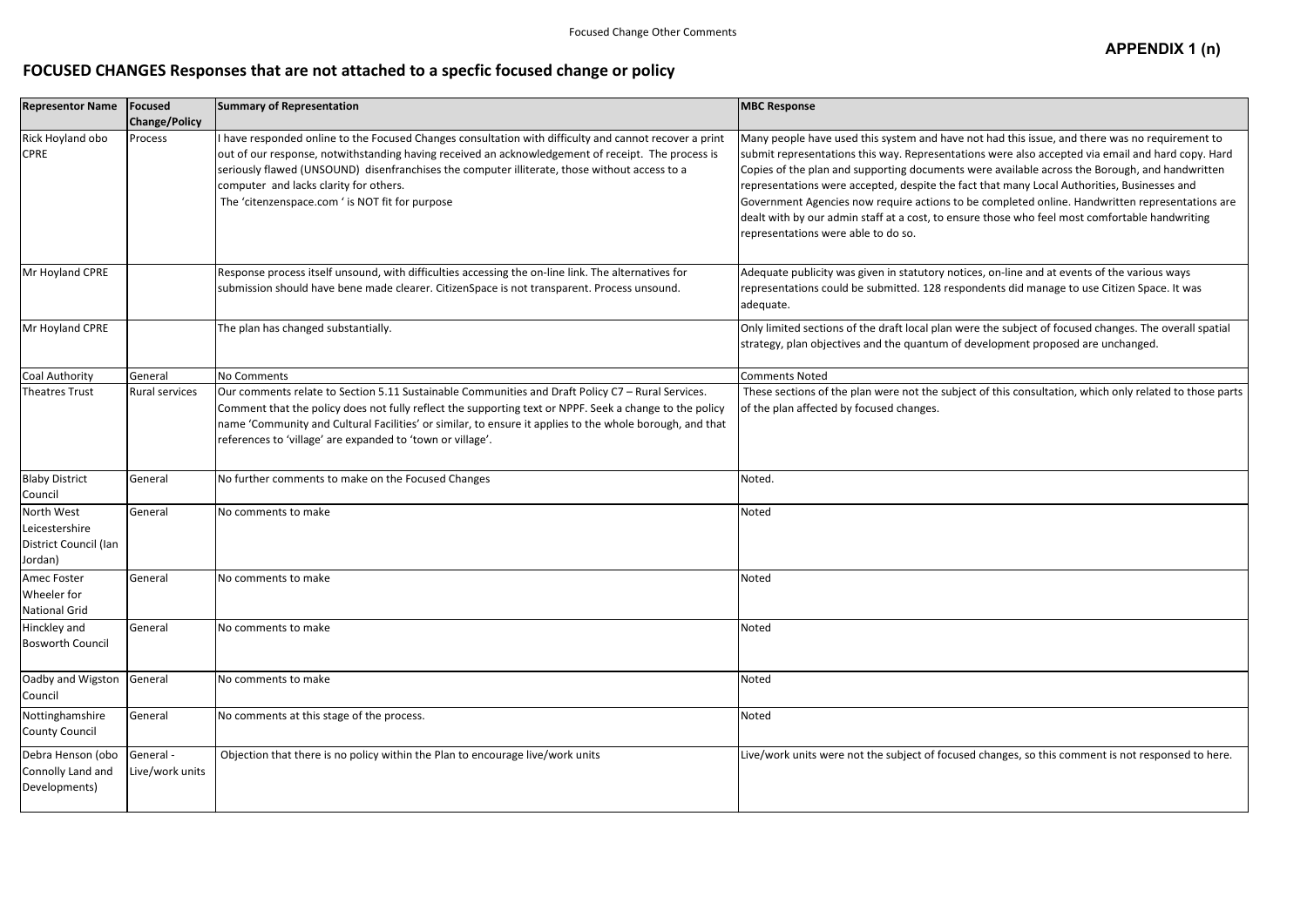**APPENDIX 1 (n)**

## FOCUSED CHANGES Responses that are not attached to a specfic focused change or policy

| Representor Name | Focused Change/Policy | Summary of Representation | MBC Response |
|---|---|---|---|
| Rick Hoyland obo CPRE | Process | I have responded online to the Focused Changes consultation with difficulty and cannot recover a print out of our response, notwithstanding having received an acknowledgement of receipt. The process is seriously flawed (UNSOUND) disenfranchises the computer illiterate, those without access to a computer and lacks clarity for others.<br>The 'citizenspace.com ' is NOT fit for purpose | Many people have used this system and have not had this issue, and there was no requirement to submit representations this way. Representations were also accepted via email and hard copy. Hard Copies of the plan and supporting documents were available across the Borough, and handwritten representations were accepted, despite the fact that many Local Authorities, Businesses and Government Agencies now require actions to be completed online. Handwritten representations are dealt with by our admin staff at a cost, to ensure those who feel most comfortable handwriting representations were able to do so. |
| Mr Hoyland CPRE | | Response process itself unsound, with difficulties accessing the on-line link. The alternatives for submission should have bene made clearer. CitizenSpace is not transparent. Process unsound. | Adequate publicity was given in statutory notices, on-line and at events of the various ways representations could be submitted. 128 respondents did manage to use Citizen Space. It was adequate. |
| Mr Hoyland CPRE | | The plan has changed substantially. | Only limited sections of the draft local plan were the subject of focused changes. The overall spatial strategy, plan objectives and the quantum of development proposed are unchanged. |
| Coal Authority | General | No Comments | Comments Noted |
| Theatres Trust | Rural services | Our comments relate to Section 5.11 Sustainable Communities and Draft Policy C7 – Rural Services. Comment that the policy does not fully reflect the supporting text or NPPF. Seek a change to the policy name 'Community and Cultural Facilities' or similar, to ensure it applies to the whole borough, and that references to 'village' are expanded to 'town or village'. | These sections of the plan were not the subject of this consultation, which only related to those parts of the plan affected by focused changes. |
| Blaby District Council | General | No further comments to make on the Focused Changes | Noted. |
| North West Leicestershire District Council (Ian Jordan) | General | No comments to make | Noted |
| Amec Foster Wheeler for National Grid | General | No comments to make | Noted |
| Hinckley and Bosworth Council | General | No comments to make | Noted |
| Oadby and Wigston Council | General | No comments to make | Noted |
| Nottinghamshire County Council | General | No comments at this stage of the process. | Noted |
| Debra Henson (obo Connolly Land and Developments) | General - Live/work units | Objection that there is no policy within the Plan to encourage live/work units | Live/work units were not the subject of focused changes, so this comment is not responsed to here. |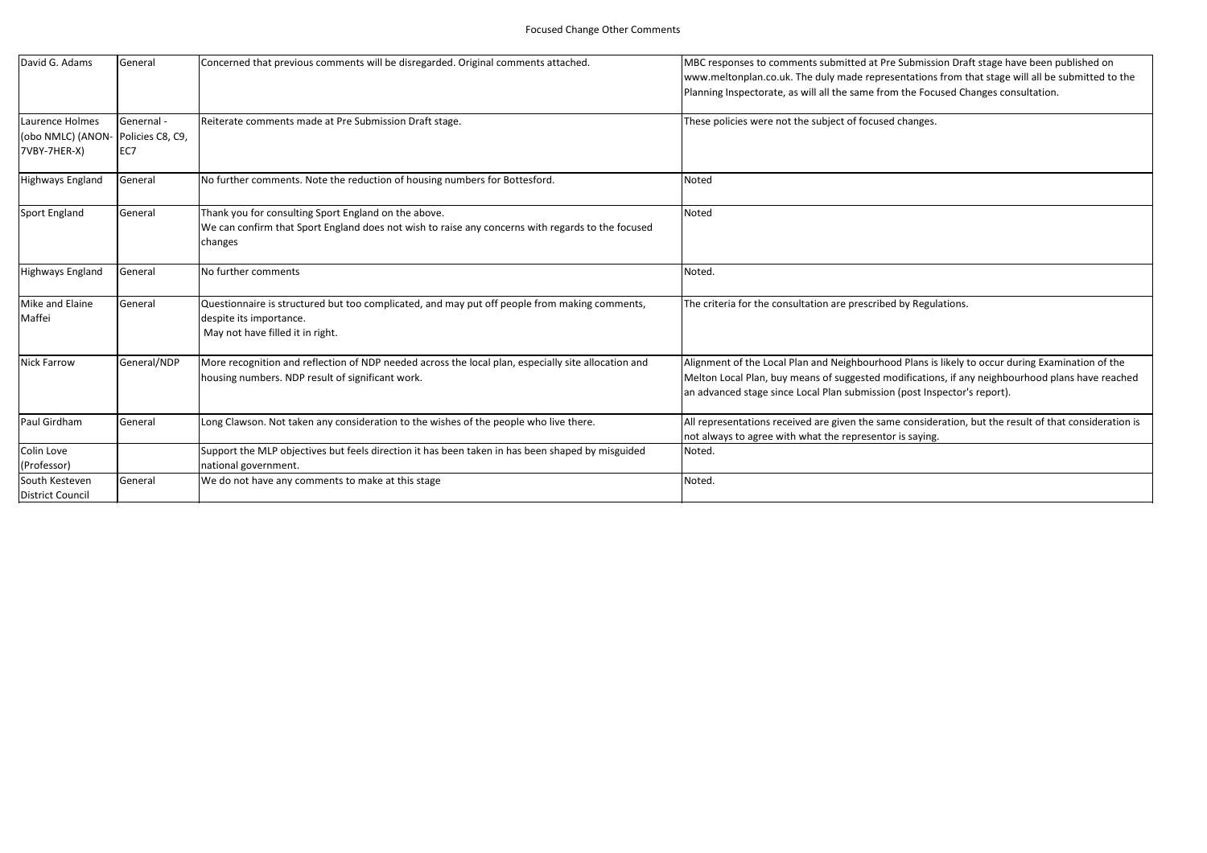Focused Change Other Comments

| | | | |
|---|---|---|---|
| David G. Adams | General | Concerned that previous comments will be disregarded. Original comments attached. | MBC responses to comments submitted at Pre Submission Draft stage have been published on www.meltonplan.co.uk. The duly made representations from that stage will all be submitted to the Planning Inspectorate, as will all the same from the Focused Changes consultation. |
| Laurence Holmes (obo NMLC) (ANON-7VBY-7HER-X) | Genernal - Policies C8, C9, EC7 | Reiterate comments made at Pre Submission Draft stage. | These policies were not the subject of focused changes. |
| Highways England | General | No further comments. Note the reduction of housing numbers for Bottesford. | Noted |
| Sport England | General | Thank you for consulting Sport England on the above.<br>We can confirm that Sport England does not wish to raise any concerns with regards to the focused changes | Noted |
| Highways England | General | No further comments | Noted. |
| Mike and Elaine Maffei | General | Questionnaire is structured but too complicated, and may put off people from making comments, despite its importance.<br>May not have filled it in right. | The criteria for the consultation are prescribed by Regulations. |
| Nick Farrow | General/NDP | More recognition and reflection of NDP needed across the local plan, especially site allocation and housing numbers. NDP result of significant work. | Alignment of the Local Plan and Neighbourhood Plans is likely to occur during Examination of the Melton Local Plan, buy means of suggested modifications, if any neighbourhood plans have reached an advanced stage since Local Plan submission (post Inspector's report). |
| Paul Girdham | General | Long Clawson. Not taken any consideration to the wishes of the people who live there. | All representations received are given the same consideration, but the result of that consideration is not always to agree with what the representor is saying. |
| Colin Love (Professor) | | Support the MLP objectives but feels direction it has been taken in has been shaped by misguided national government. | Noted. |
| South Kesteven District Council | General | We do not have any comments to make at this stage | Noted. |